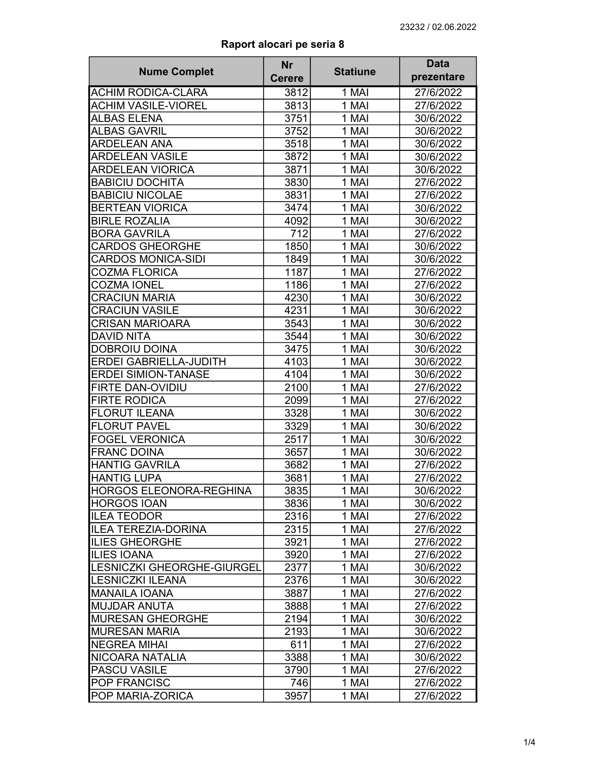23232 / 02.06.2022

## Raport alocari pe seria 8

| Nume Complet | Nr Cerere | Statiune | Data prezentare |
|---|---|---|---|
| ACHIM RODICA-CLARA | 3812 | 1 MAI | 27/6/2022 |
| ACHIM VASILE-VIOREL | 3813 | 1 MAI | 27/6/2022 |
| ALBAS ELENA | 3751 | 1 MAI | 30/6/2022 |
| ALBAS GAVRIL | 3752 | 1 MAI | 30/6/2022 |
| ARDELEAN ANA | 3518 | 1 MAI | 30/6/2022 |
| ARDELEAN VASILE | 3872 | 1 MAI | 30/6/2022 |
| ARDELEAN VIORICA | 3871 | 1 MAI | 30/6/2022 |
| BABICIU DOCHITA | 3830 | 1 MAI | 27/6/2022 |
| BABICIU NICOLAE | 3831 | 1 MAI | 27/6/2022 |
| BERTEAN VIORICA | 3474 | 1 MAI | 30/6/2022 |
| BIRLE ROZALIA | 4092 | 1 MAI | 30/6/2022 |
| BORA GAVRILA | 712 | 1 MAI | 27/6/2022 |
| CARDOS GHEORGHE | 1850 | 1 MAI | 30/6/2022 |
| CARDOS MONICA-SIDI | 1849 | 1 MAI | 30/6/2022 |
| COZMA FLORICA | 1187 | 1 MAI | 27/6/2022 |
| COZMA IONEL | 1186 | 1 MAI | 27/6/2022 |
| CRACIUN MARIA | 4230 | 1 MAI | 30/6/2022 |
| CRACIUN VASILE | 4231 | 1 MAI | 30/6/2022 |
| CRISAN MARIOARA | 3543 | 1 MAI | 30/6/2022 |
| DAVID NITA | 3544 | 1 MAI | 30/6/2022 |
| DOBROIU DOINA | 3475 | 1 MAI | 30/6/2022 |
| ERDEI GABRIELLA-JUDITH | 4103 | 1 MAI | 30/6/2022 |
| ERDEI SIMION-TANASE | 4104 | 1 MAI | 30/6/2022 |
| FIRTE DAN-OVIDIU | 2100 | 1 MAI | 27/6/2022 |
| FIRTE RODICA | 2099 | 1 MAI | 27/6/2022 |
| FLORUT ILEANA | 3328 | 1 MAI | 30/6/2022 |
| FLORUT PAVEL | 3329 | 1 MAI | 30/6/2022 |
| FOGEL VERONICA | 2517 | 1 MAI | 30/6/2022 |
| FRANC DOINA | 3657 | 1 MAI | 30/6/2022 |
| HANTIG GAVRILA | 3682 | 1 MAI | 27/6/2022 |
| HANTIG LUPA | 3681 | 1 MAI | 27/6/2022 |
| HORGOS ELEONORA-REGHINA | 3835 | 1 MAI | 30/6/2022 |
| HORGOS IOAN | 3836 | 1 MAI | 30/6/2022 |
| ILEA TEODOR | 2316 | 1 MAI | 27/6/2022 |
| ILEA TEREZIA-DORINA | 2315 | 1 MAI | 27/6/2022 |
| ILIES GHEORGHE | 3921 | 1 MAI | 27/6/2022 |
| ILIES IOANA | 3920 | 1 MAI | 27/6/2022 |
| LESNICZKI GHEORGHE-GIURGEL | 2377 | 1 MAI | 30/6/2022 |
| LESNICZKI ILEANA | 2376 | 1 MAI | 30/6/2022 |
| MANAILA IOANA | 3887 | 1 MAI | 27/6/2022 |
| MUJDAR ANUTA | 3888 | 1 MAI | 27/6/2022 |
| MURESAN GHEORGHE | 2194 | 1 MAI | 30/6/2022 |
| MURESAN MARIA | 2193 | 1 MAI | 30/6/2022 |
| NEGREA MIHAI | 611 | 1 MAI | 27/6/2022 |
| NICOARA NATALIA | 3388 | 1 MAI | 30/6/2022 |
| PASCU VASILE | 3790 | 1 MAI | 27/6/2022 |
| POP FRANCISC | 746 | 1 MAI | 27/6/2022 |
| POP MARIA-ZORICA | 3957 | 1 MAI | 27/6/2022 |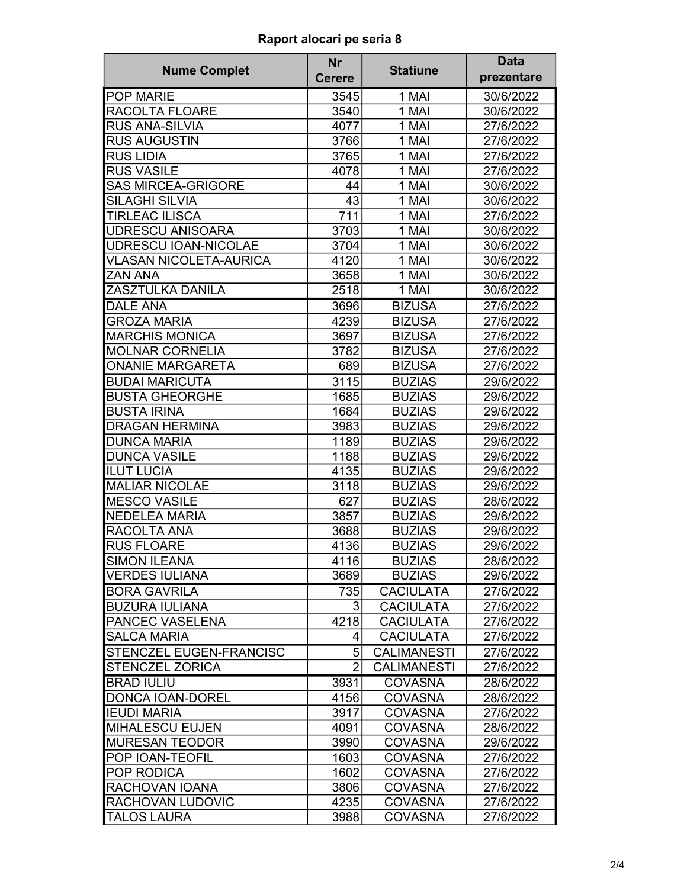**Raport alocari pe seria 8**

| Nume Complet | Nr Cerere | Statiune | Data prezentare |
|---|---|---|---|
| POP MARIE | 3545 | 1 MAI | 30/6/2022 |
| RACOLTA FLOARE | 3540 | 1 MAI | 30/6/2022 |
| RUS ANA-SILVIA | 4077 | 1 MAI | 27/6/2022 |
| RUS AUGUSTIN | 3766 | 1 MAI | 27/6/2022 |
| RUS LIDIA | 3765 | 1 MAI | 27/6/2022 |
| RUS VASILE | 4078 | 1 MAI | 27/6/2022 |
| SAS MIRCEA-GRIGORE | 44 | 1 MAI | 30/6/2022 |
| SILAGHI SILVIA | 43 | 1 MAI | 30/6/2022 |
| TIRLEAC ILISCA | 711 | 1 MAI | 27/6/2022 |
| UDRESCU ANISOARA | 3703 | 1 MAI | 30/6/2022 |
| UDRESCU IOAN-NICOLAE | 3704 | 1 MAI | 30/6/2022 |
| VLASAN NICOLETA-AURICA | 4120 | 1 MAI | 30/6/2022 |
| ZAN ANA | 3658 | 1 MAI | 30/6/2022 |
| ZASZTULKA DANILA | 2518 | 1 MAI | 30/6/2022 |
| DALE ANA | 3696 | BIZUSA | 27/6/2022 |
| GROZA MARIA | 4239 | BIZUSA | 27/6/2022 |
| MARCHIS MONICA | 3697 | BIZUSA | 27/6/2022 |
| MOLNAR CORNELIA | 3782 | BIZUSA | 27/6/2022 |
| ONANIE MARGARETA | 689 | BIZUSA | 27/6/2022 |
| BUDAI MARICUTA | 3115 | BUZIAS | 29/6/2022 |
| BUSTA GHEORGHE | 1685 | BUZIAS | 29/6/2022 |
| BUSTA IRINA | 1684 | BUZIAS | 29/6/2022 |
| DRAGAN HERMINA | 3983 | BUZIAS | 29/6/2022 |
| DUNCA MARIA | 1189 | BUZIAS | 29/6/2022 |
| DUNCA VASILE | 1188 | BUZIAS | 29/6/2022 |
| ILUT LUCIA | 4135 | BUZIAS | 29/6/2022 |
| MALIAR NICOLAE | 3118 | BUZIAS | 29/6/2022 |
| MESCO VASILE | 627 | BUZIAS | 28/6/2022 |
| NEDELEA MARIA | 3857 | BUZIAS | 29/6/2022 |
| RACOLTA ANA | 3688 | BUZIAS | 29/6/2022 |
| RUS FLOARE | 4136 | BUZIAS | 29/6/2022 |
| SIMON ILEANA | 4116 | BUZIAS | 28/6/2022 |
| VERDES IULIANA | 3689 | BUZIAS | 29/6/2022 |
| BORA GAVRILA | 735 | CACIULATA | 27/6/2022 |
| BUZURA IULIANA | 3 | CACIULATA | 27/6/2022 |
| PANCEC VASELENA | 4218 | CACIULATA | 27/6/2022 |
| SALCA MARIA | 4 | CACIULATA | 27/6/2022 |
| STENCZEL EUGEN-FRANCISC | 5 | CALIMANESTI | 27/6/2022 |
| STENCZEL ZORICA | 2 | CALIMANESTI | 27/6/2022 |
| BRAD IULIU | 3931 | COVASNA | 28/6/2022 |
| DONCA IOAN-DOREL | 4156 | COVASNA | 28/6/2022 |
| IEUDI MARIA | 3917 | COVASNA | 27/6/2022 |
| MIHALESCU EUJEN | 4091 | COVASNA | 28/6/2022 |
| MURESAN TEODOR | 3990 | COVASNA | 29/6/2022 |
| POP IOAN-TEOFIL | 1603 | COVASNA | 27/6/2022 |
| POP RODICA | 1602 | COVASNA | 27/6/2022 |
| RACHOVAN IOANA | 3806 | COVASNA | 27/6/2022 |
| RACHOVAN LUDOVIC | 4235 | COVASNA | 27/6/2022 |
| TALOS LAURA | 3988 | COVASNA | 27/6/2022 |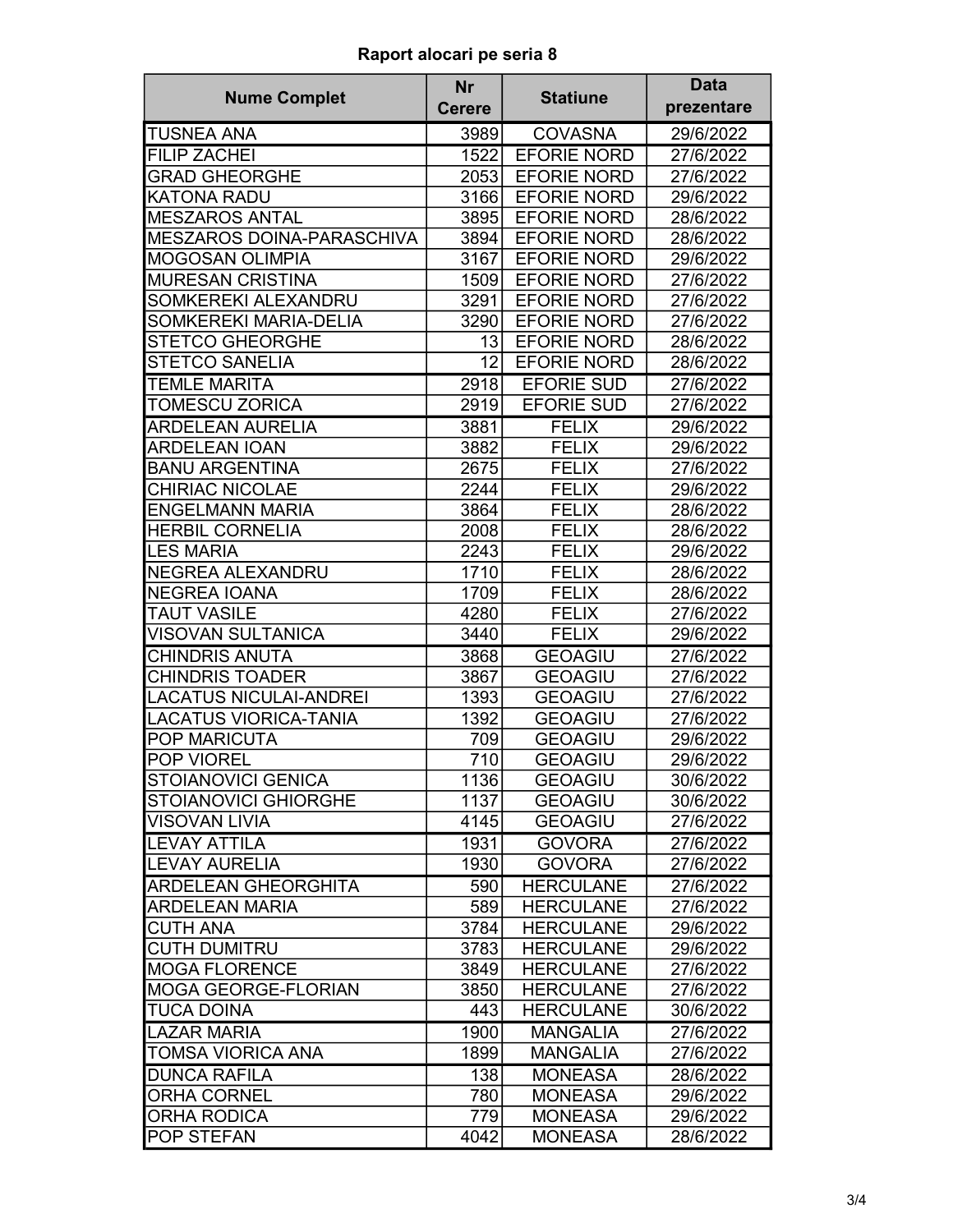## Raport alocari pe seria 8

| Nume Complet | Nr Cerere | Statiune | Data prezentare |
|---|---|---|---|
| TUSNEA ANA | 3989 | COVASNA | 29/6/2022 |
| FILIP ZACHEI | 1522 | EFORIE NORD | 27/6/2022 |
| GRAD GHEORGHE | 2053 | EFORIE NORD | 27/6/2022 |
| KATONA RADU | 3166 | EFORIE NORD | 29/6/2022 |
| MESZAROS ANTAL | 3895 | EFORIE NORD | 28/6/2022 |
| MESZAROS DOINA-PARASCHIVA | 3894 | EFORIE NORD | 28/6/2022 |
| MOGOSAN OLIMPIA | 3167 | EFORIE NORD | 29/6/2022 |
| MURESAN CRISTINA | 1509 | EFORIE NORD | 27/6/2022 |
| SOMKEREKI ALEXANDRU | 3291 | EFORIE NORD | 27/6/2022 |
| SOMKEREKI MARIA-DELIA | 3290 | EFORIE NORD | 27/6/2022 |
| STETCO GHEORGHE | 13 | EFORIE NORD | 28/6/2022 |
| STETCO SANELIA | 12 | EFORIE NORD | 28/6/2022 |
| TEMLE MARITA | 2918 | EFORIE SUD | 27/6/2022 |
| TOMESCU ZORICA | 2919 | EFORIE SUD | 27/6/2022 |
| ARDELEAN AURELIA | 3881 | FELIX | 29/6/2022 |
| ARDELEAN IOAN | 3882 | FELIX | 29/6/2022 |
| BANU ARGENTINA | 2675 | FELIX | 27/6/2022 |
| CHIRIAC NICOLAE | 2244 | FELIX | 29/6/2022 |
| ENGELMANN MARIA | 3864 | FELIX | 28/6/2022 |
| HERBIL CORNELIA | 2008 | FELIX | 28/6/2022 |
| LES MARIA | 2243 | FELIX | 29/6/2022 |
| NEGREA ALEXANDRU | 1710 | FELIX | 28/6/2022 |
| NEGREA IOANA | 1709 | FELIX | 28/6/2022 |
| TAUT VASILE | 4280 | FELIX | 27/6/2022 |
| VISOVAN SULTANICA | 3440 | FELIX | 29/6/2022 |
| CHINDRIS ANUTA | 3868 | GEOAGIU | 27/6/2022 |
| CHINDRIS TOADER | 3867 | GEOAGIU | 27/6/2022 |
| LACATUS NICULAI-ANDREI | 1393 | GEOAGIU | 27/6/2022 |
| LACATUS VIORICA-TANIA | 1392 | GEOAGIU | 27/6/2022 |
| POP MARICUTA | 709 | GEOAGIU | 29/6/2022 |
| POP VIOREL | 710 | GEOAGIU | 29/6/2022 |
| STOIANOVICI GENICA | 1136 | GEOAGIU | 30/6/2022 |
| STOIANOVICI GHIORGHE | 1137 | GEOAGIU | 30/6/2022 |
| VISOVAN LIVIA | 4145 | GEOAGIU | 27/6/2022 |
| LEVAY ATTILA | 1931 | GOVORA | 27/6/2022 |
| LEVAY AURELIA | 1930 | GOVORA | 27/6/2022 |
| ARDELEAN GHEORGHITA | 590 | HERCULANE | 27/6/2022 |
| ARDELEAN MARIA | 589 | HERCULANE | 27/6/2022 |
| CUTH ANA | 3784 | HERCULANE | 29/6/2022 |
| CUTH DUMITRU | 3783 | HERCULANE | 29/6/2022 |
| MOGA FLORENCE | 3849 | HERCULANE | 27/6/2022 |
| MOGA GEORGE-FLORIAN | 3850 | HERCULANE | 27/6/2022 |
| TUCA DOINA | 443 | HERCULANE | 30/6/2022 |
| LAZAR MARIA | 1900 | MANGALIA | 27/6/2022 |
| TOMSA VIORICA ANA | 1899 | MANGALIA | 27/6/2022 |
| DUNCA RAFILA | 138 | MONEASA | 28/6/2022 |
| ORHA CORNEL | 780 | MONEASA | 29/6/2022 |
| ORHA RODICA | 779 | MONEASA | 29/6/2022 |
| POP STEFAN | 4042 | MONEASA | 28/6/2022 |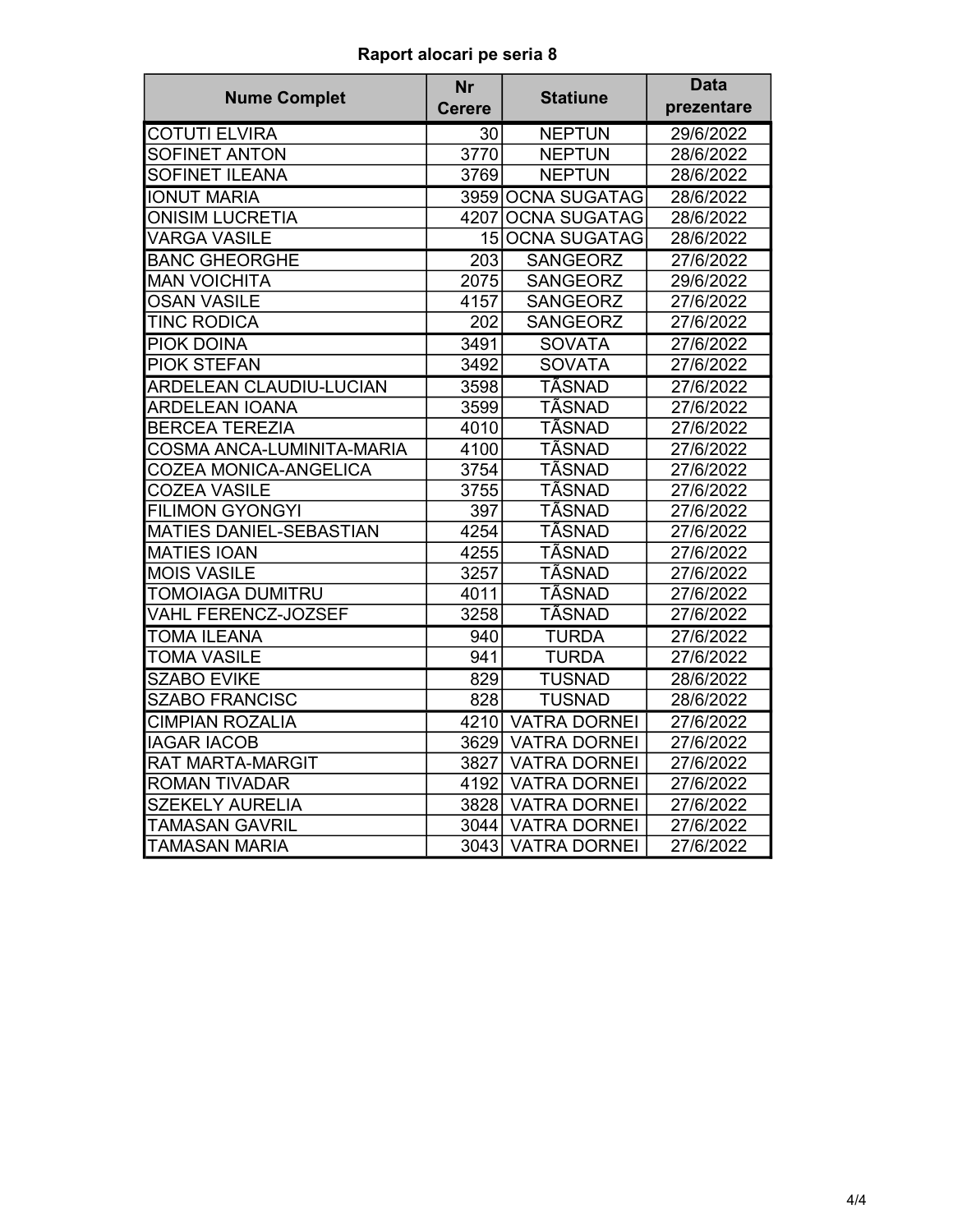**Raport alocari pe seria 8**

| Nume Complet | Nr Cerere | Statiune | Data prezentare |
|---|---|---|---|
| COTUTI ELVIRA | 30 | NEPTUN | 29/6/2022 |
| SOFINET ANTON | 3770 | NEPTUN | 28/6/2022 |
| SOFINET ILEANA | 3769 | NEPTUN | 28/6/2022 |
| IONUT MARIA | 3959 | OCNA SUGATAG | 28/6/2022 |
| ONISIM LUCRETIA | 4207 | OCNA SUGATAG | 28/6/2022 |
| VARGA VASILE | 15 | OCNA SUGATAG | 28/6/2022 |
| BANC GHEORGHE | 203 | SANGEORZ | 27/6/2022 |
| MAN VOICHITA | 2075 | SANGEORZ | 29/6/2022 |
| OSAN VASILE | 4157 | SANGEORZ | 27/6/2022 |
| TINC RODICA | 202 | SANGEORZ | 27/6/2022 |
| PIOK DOINA | 3491 | SOVATA | 27/6/2022 |
| PIOK STEFAN | 3492 | SOVATA | 27/6/2022 |
| ARDELEAN CLAUDIU-LUCIAN | 3598 | TÃSNAD | 27/6/2022 |
| ARDELEAN IOANA | 3599 | TÃSNAD | 27/6/2022 |
| BERCEA TEREZIA | 4010 | TÃSNAD | 27/6/2022 |
| COSMA ANCA-LUMINITA-MARIA | 4100 | TÃSNAD | 27/6/2022 |
| COZEA MONICA-ANGELICA | 3754 | TÃSNAD | 27/6/2022 |
| COZEA VASILE | 3755 | TÃSNAD | 27/6/2022 |
| FILIMON GYONGYI | 397 | TÃSNAD | 27/6/2022 |
| MATIES DANIEL-SEBASTIAN | 4254 | TÃSNAD | 27/6/2022 |
| MATIES IOAN | 4255 | TÃSNAD | 27/6/2022 |
| MOIS VASILE | 3257 | TÃSNAD | 27/6/2022 |
| TOMOIAGA DUMITRU | 4011 | TÃSNAD | 27/6/2022 |
| VAHL FERENCZ-JOZSEF | 3258 | TÃSNAD | 27/6/2022 |
| TOMA ILEANA | 940 | TURDA | 27/6/2022 |
| TOMA VASILE | 941 | TURDA | 27/6/2022 |
| SZABO EVIKE | 829 | TUSNAD | 28/6/2022 |
| SZABO FRANCISC | 828 | TUSNAD | 28/6/2022 |
| CIMPIAN ROZALIA | 4210 | VATRA DORNEI | 27/6/2022 |
| IAGAR IACOB | 3629 | VATRA DORNEI | 27/6/2022 |
| RAT MARTA-MARGIT | 3827 | VATRA DORNEI | 27/6/2022 |
| ROMAN TIVADAR | 4192 | VATRA DORNEI | 27/6/2022 |
| SZEKELY AURELIA | 3828 | VATRA DORNEI | 27/6/2022 |
| TAMASAN GAVRIL | 3044 | VATRA DORNEI | 27/6/2022 |
| TAMASAN MARIA | 3043 | VATRA DORNEI | 27/6/2022 |